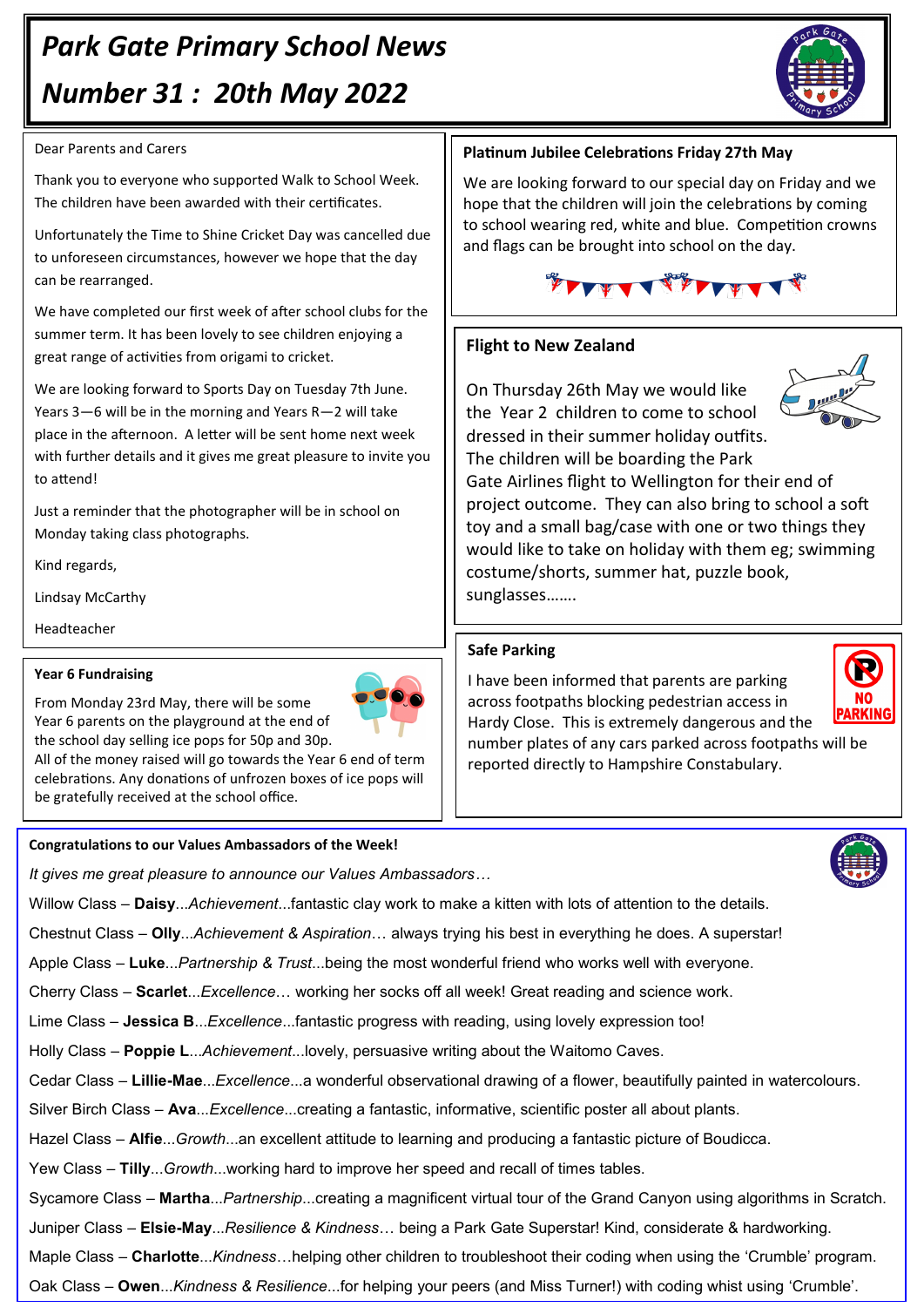# Park Gate Primary School News

## Number 31 : 20th May 2022

Dear Parents and Carers

Thank you to everyone who supported Walk to School Week. The children have been awarded with their certificates.

Unfortunately the Time to Shine Cricket Day was cancelled due to unforeseen circumstances, however we hope that the day can be rearranged.

We have completed our first week of after school clubs for the summer term. It has been lovely to see children enjoying a great range of activities from origami to cricket.

We are looking forward to Sports Day on Tuesday 7th June. Years 3—6 will be in the morning and Years R—2 will take place in the afternoon. A letter will be sent home next week with further details and it gives me great pleasure to invite you to attend!

Just a reminder that the photographer will be in school on Monday taking class photographs.

Kind regards,

Lindsay McCarthy

Headteacher

### Year 6 Fundraising

From Monday 23rd May, there will be some Year 6 parents on the playground at the end of the school day selling ice pops for 50p and 30p. All of the money raised will go towards the Year 6 end of term celebrations. Any donations of unfrozen boxes of ice pops will be gratefully received at the school office.

### Platinum Jubilee Celebrations Friday 27th May

We are looking forward to our special day on Friday and we hope that the children will join the celebrations by coming to school wearing red, white and blue. Competition crowns and flags can be brought into school on the day.

### Flight to New Zealand

On Thursday 26th May we would like the Year 2 children to come to school dressed in their summer holiday outfits. The children will be boarding the Park Gate Airlines flight to Wellington for their end of project outcome. They can also bring to school a soft toy and a small bag/case with one or two things they would like to take on holiday with them eg; swimming costume/shorts, summer hat, puzzle book, sunglasses…….

### Safe Parking

I have been informed that parents are parking across footpaths blocking pedestrian access in Hardy Close. This is extremely dangerous and the number plates of any cars parked across footpaths will be reported directly to Hampshire Constabulary.

### Congratulations to our Values Ambassadors of the Week!

*It gives me great pleasure to announce our Values Ambassadors…*

Willow Class – **Daisy**...*Achievement*...fantastic clay work to make a kitten with lots of attention to the details.

Chestnut Class – **Olly**...*Achievement & Aspiration*… always trying his best in everything he does. A superstar!

Apple Class – **Luke**...*Partnership & Trust*...being the most wonderful friend who works well with everyone.

Cherry Class – **Scarlet**...*Excellence*… working her socks off all week! Great reading and science work.

Lime Class – **Jessica B**...*Excellence*...fantastic progress with reading, using lovely expression too!

Holly Class – **Poppie L**...*Achievement*...lovely, persuasive writing about the Waitomo Caves.

Cedar Class – **Lillie-Mae**...*Excellence*...a wonderful observational drawing of a flower, beautifully painted in watercolours.

Silver Birch Class – **Ava**...*Excellence*...creating a fantastic, informative, scientific poster all about plants.

Hazel Class – **Alfie**...*Growth*...an excellent attitude to learning and producing a fantastic picture of Boudicca.

Yew Class – **Tilly**...*Growth*...working hard to improve her speed and recall of times tables.

Sycamore Class – **Martha**...*Partnership*...creating a magnificent virtual tour of the Grand Canyon using algorithms in Scratch.

Juniper Class – **Elsie-May**...*Resilience & Kindness*… being a Park Gate Superstar! Kind, considerate & hardworking.

Maple Class – **Charlotte**...*Kindness*…helping other children to troubleshoot their coding when using the 'Crumble' program.

Oak Class – **Owen**...*Kindness & Resilience*...for helping your peers (and Miss Turner!) with coding whist using 'Crumble'.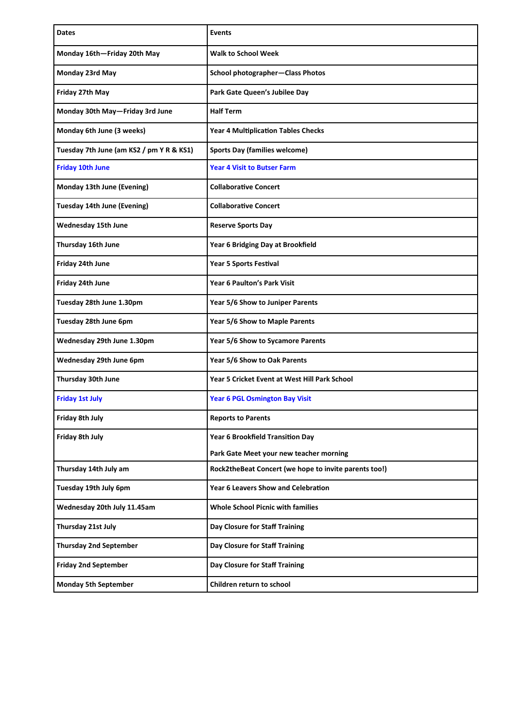| Dates | Events |
|---|---|
| Monday 16th—Friday 20th May | Walk to School Week |
| Monday 23rd May | School photographer—Class Photos |
| Friday 27th May | Park Gate Queen's Jubilee Day |
| Monday 30th May—Friday 3rd June | Half Term |
| Monday 6th June (3 weeks) | Year 4 Multiplication Tables Checks |
| Tuesday 7th June (am KS2 / pm Y R & KS1) | Sports Day (families welcome) |
| Friday 10th June | Year 4 Visit to Butser Farm |
| Monday 13th June (Evening) | Collaborative Concert |
| Tuesday 14th June (Evening) | Collaborative Concert |
| Wednesday 15th June | Reserve Sports Day |
| Thursday 16th June | Year 6 Bridging Day at Brookfield |
| Friday 24th June | Year 5 Sports Festival |
| Friday 24th June | Year 6 Paulton's Park Visit |
| Tuesday 28th June 1.30pm | Year 5/6 Show to Juniper Parents |
| Tuesday 28th June 6pm | Year 5/6 Show to Maple Parents |
| Wednesday 29th June 1.30pm | Year 5/6 Show to Sycamore Parents |
| Wednesday 29th June 6pm | Year 5/6 Show to Oak Parents |
| Thursday 30th June | Year 5 Cricket Event at West Hill Park School |
| Friday 1st July | Year 6 PGL Osmington Bay Visit |
| Friday 8th July | Reports to Parents |
| Friday 8th July | Year 6 Brookfield Transition Day<br>Park Gate Meet your new teacher morning |
| Thursday 14th July am | Rock2theBeat Concert (we hope to invite parents too!) |
| Tuesday 19th July 6pm | Year 6 Leavers Show and Celebration |
| Wednesday 20th July 11.45am | Whole School Picnic with families |
| Thursday 21st July | Day Closure for Staff Training |
| Thursday 2nd September | Day Closure for Staff Training |
| Friday 2nd September | Day Closure for Staff Training |
| Monday 5th September | Children return to school |